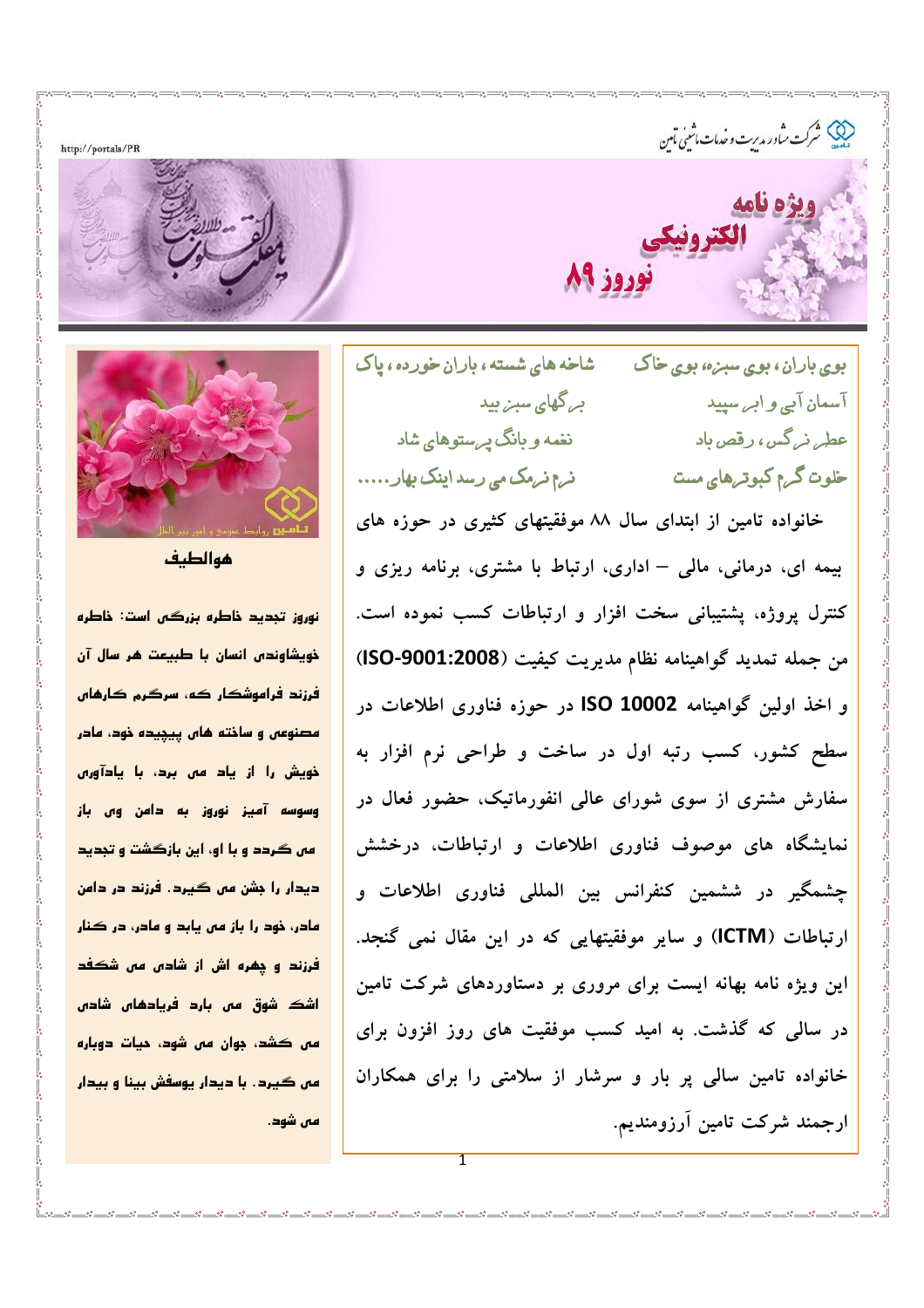شرکت مشاور مدیریت و خدمات ماشینی تامین

http://portals/PR

# ویژه نامه الکترونیکی نوروز ۸۹

بوی باران، بوی سبزه، بوی خاک — شاخه های شسته، باران خورده، پاک

آسمان آبی و ابر سپید — برگهای سبز بید

عطر نرگس، رقص باد — نغمه و بانگ پرستوهای شاد

خلوت گرم کبوترهای مست — نرم نرمک می رسد اینک بهار.....

خانواده تامین از ابتدای سال ۸۸ موفقیتهای کثیری در حوزه های بیمه ای، درمانی، مالی – اداری، ارتباط با مشتری، برنامه ریزی و کنترل پروژه، پشتیبانی سخت افزار و ارتباطات کسب نموده است. من جمله تمدید گواهینامه نظام مدیریت کیفیت (ISO-9001:2008) و اخذ اولین گواهینامه ISO 10002 در حوزه فناوری اطلاعات در سطح کشور، کسب رتبه اول در ساخت و طراحی نرم افزار به سفارش مشتری از سوی شورای عالی انفورماتیک، حضور فعال در نمایشگاه های موصوف فناوری اطلاعات و ارتباطات، درخشش چشمگیر در ششمین کنفرانس بین المللی فناوری اطلاعات و ارتباطات (ICTM) و سایر موفقیتهایی که در این مقال نمی گنجد.

این ویژه نامه بهانه ایست برای مروری بر دستاوردهای شرکت تامین در سالی که گذشت. به امید کسب موفقیت های روز افزون برای خانواده تامین سالی پر بار و سرشار از سلامتی را برای همکاران ارجمند شرکت تامین آرزومندیم.

تامین روابط عمومی و امور بین الملل

## هوالطیف

نوروز تجدید خاطره بزرگی است: خاطره خویشاوندی انسان با طبیعت هر سال آن فرزند فراموشکار که، سرگرم کارهای مصنوعی و ساخته های پیچیده خود، مادر خویش را از یاد می برد، با یادآوری وسوسه آمیز نوروز به دامن وی باز می گردد و با او، این بازگشت و تجدید دیدار را جشن می گیرد. فرزند در دامن مادر، خود را باز می یابد و مادر، در کنار فرزند و چهره اش از شادی می شکفد اشک شوق می بارد فریادهای شادی می کشد، جوان می شود، حیات دوباره می گیرد. با دیدار یوسفش بینا و بیدار می شود.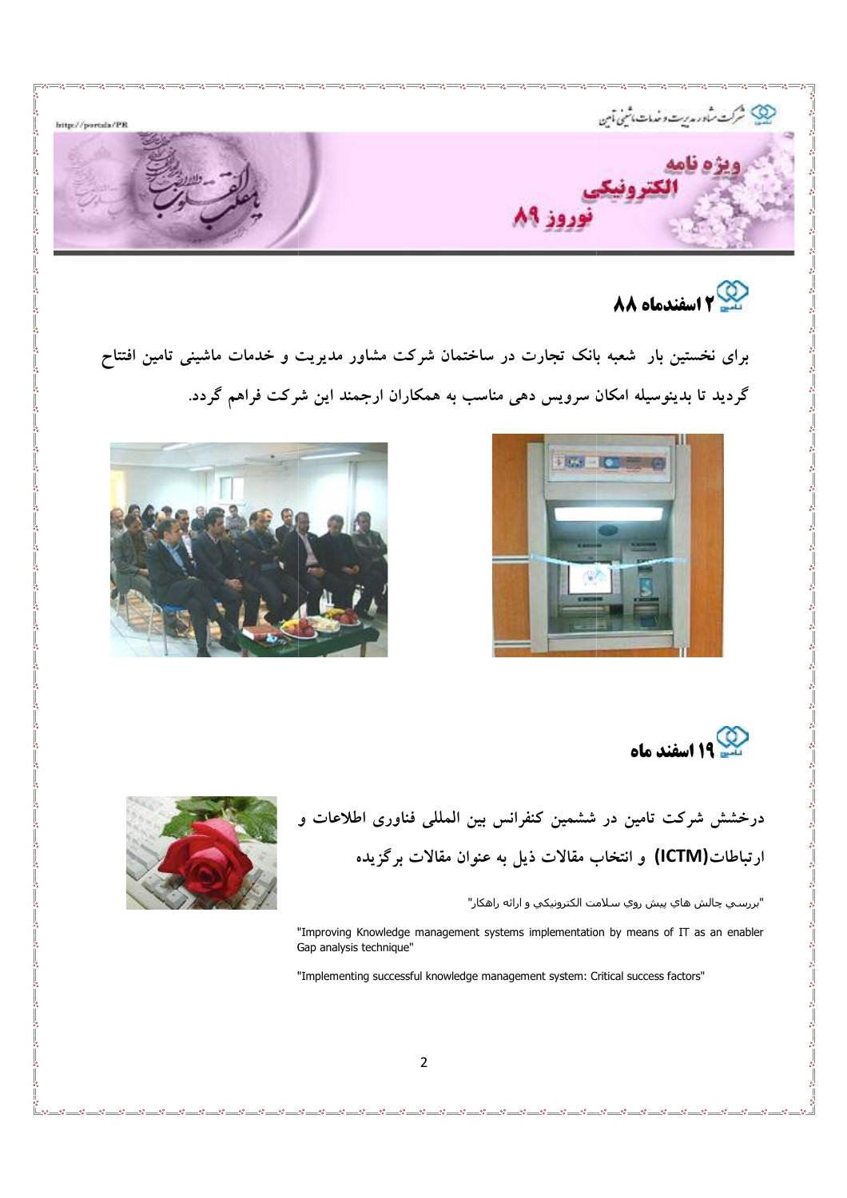## ۲ اسفندماه ۸۸

**برای نخستین بار شعبه بانک تجارت در ساختمان شرکت مشاور مدیریت و خدمات ماشینی تامین افتتاح گردید تا بدینوسیله امکان سرویس دهی مناسب به همکاران ارجمند این شرکت فراهم گردد.**

## ۱۹ اسفند ماه

**درخشش شرکت تامین در ششمین کنفرانس بین المللی فناوری اطلاعات و ارتباطات(ICTM) و انتخاب مقالات ذیل به عنوان مقالات برگزیده**

"بررسي چالش هاي پيش روي سلامت الكترونيكي و ارائه راهكار"

"Improving Knowledge management systems implementation by means of IT as an enabler Gap analysis technique"

"Implementing successful knowledge management system: Critical success factors"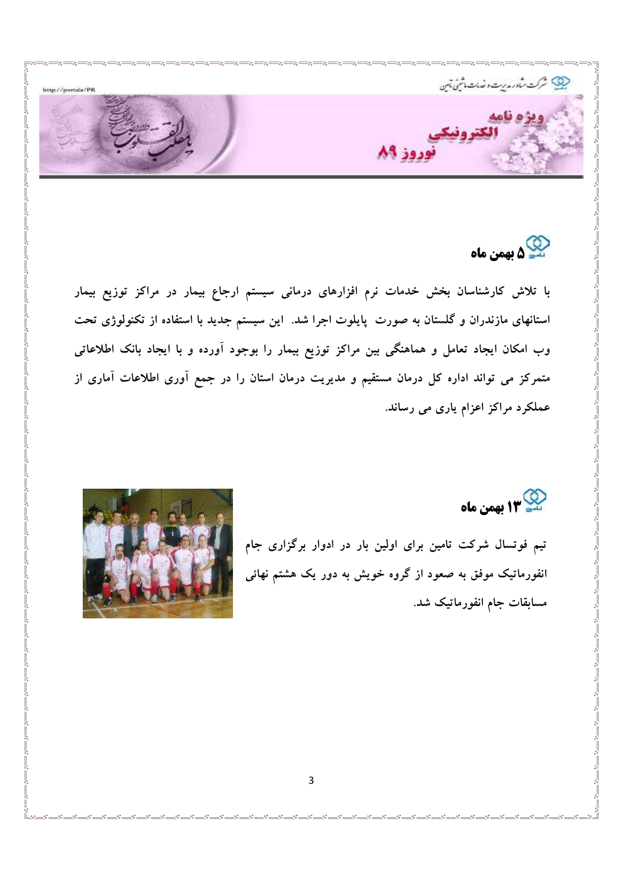## ۵ بهمن ماه

با تلاش کارشناسان بخش خدمات نرم افزارهای درمانی سیستم ارجاع بیمار در مراکز توزیع بیمار استانهای مازندران و گلستان به صورت پایلوت اجرا شد. این سیستم جدید با استفاده از تکنولوژی تحت وب امکان ایجاد تعامل و هماهنگی بین مراکز توزیع بیمار را بوجود آورده و با ایجاد بانک اطلاعاتی متمرکز می تواند اداره کل درمان مستقیم و مدیریت درمان استان را در جمع آوری اطلاعات آماری از عملکرد مراکز اعزام یاری می رساند.

## ۱۳ بهمن ماه

تیم فوتسال شرکت تامین برای اولین بار در ادوار برگزاری جام انفورماتیک موفق به صعود از گروه خویش به دور یک هشتم نهائی مسابقات جام انفورماتیک شد.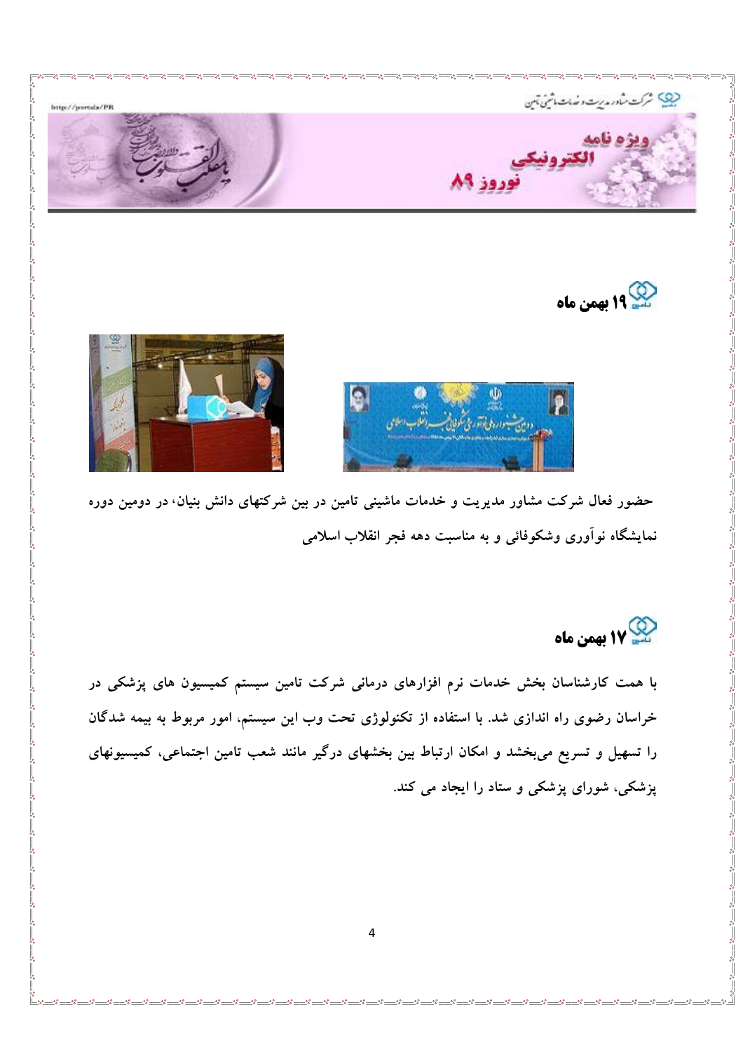## ۱۹ بهمن ماه

**حضور فعال شرکت مشاور مدیریت و خدمات ماشینی تامین در بین شرکتهای دانش بنیان، در دومین دوره نمایشگاه نوآوری وشکوفائی و به مناسبت دهه فجر انقلاب اسلامی**

## ۱۷ بهمن ماه

**با همت کارشناسان بخش خدمات نرم افزارهای درمانی شرکت تامین سیستم کمیسیون های پزشکی در خراسان رضوی راه اندازی شد. با استفاده از تکنولوژی تحت وب این سیستم، امور مربوط به بیمه شدگان را تسهیل و تسریع می‌بخشد و امکان ارتباط بین بخشهای درگیر مانند شعب تامین اجتماعی، کمیسیونهای پزشکی، شورای پزشکی و ستاد را ایجاد می کند.**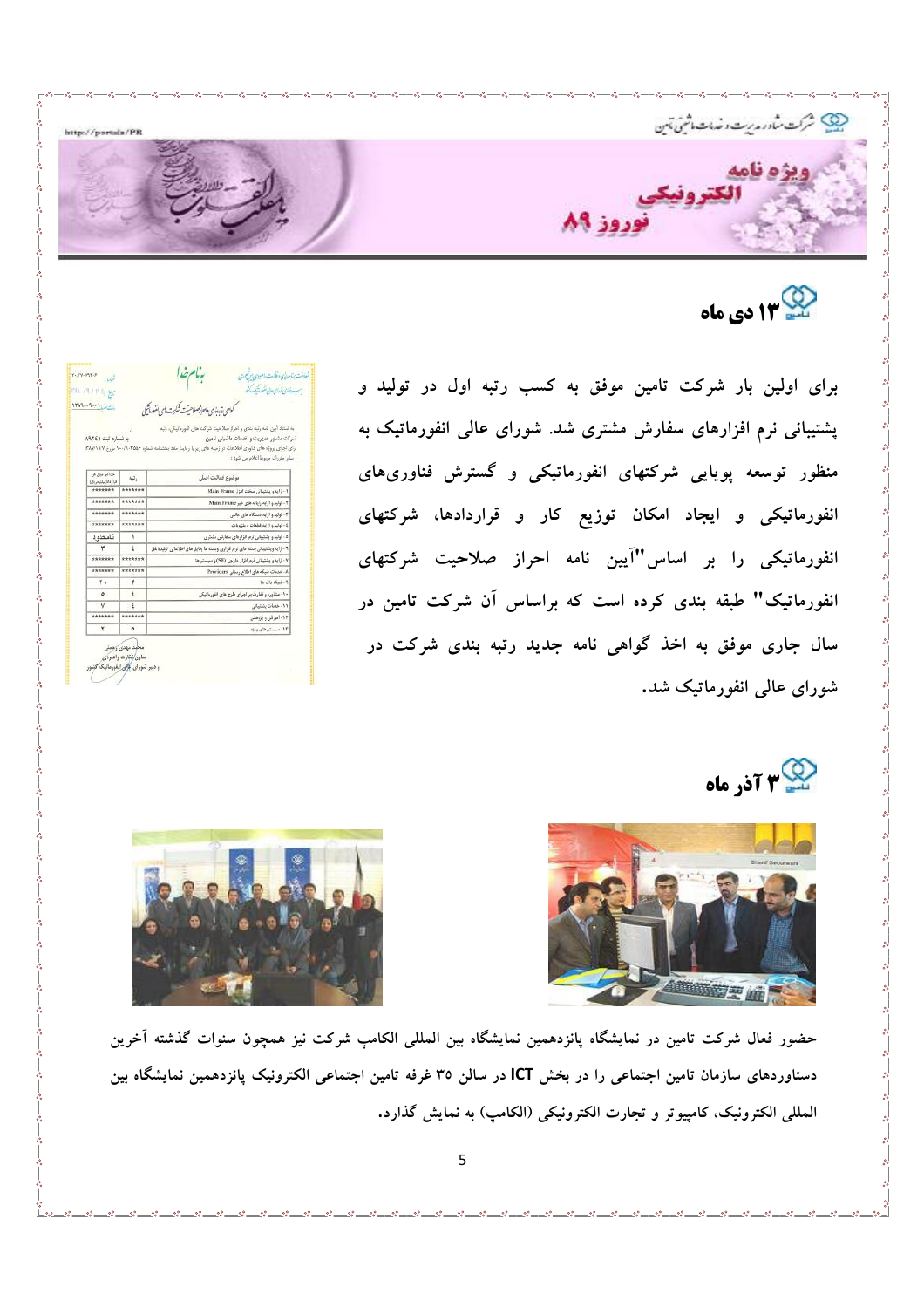## ۱۳ دی ماه

برای اولین بار شرکت تامین موفق به کسب رتبه اول در تولید و پشتیبانی نرم افزارهای سفارش مشتری شد. شورای عالی انفورماتیک به منظور توسعه پویایی شرکتهای انفورماتیکی و گسترش فناوری‌های انفورماتیکی و ایجاد امکان توزیع کار و قراردادها، شرکتهای انفورماتیکی را بر اساس "آیین نامه احراز صلاحیت شرکتهای انفورماتیک" طبقه بندی کرده است که براساس آن شرکت تامین در سال جاری موفق به اخذ گواهی نامه جدید رتبه بندی شرکت در شورای عالی انفورماتیک شد.

## ۳ آذر ماه

حضور فعال شرکت تامین در نمایشگاه پانزدهمین نمایشگاه بین المللی الکامپ شرکت نیز همچون سنوات گذشته آخرین دستاوردهای سازمان تامین اجتماعی را در بخش ICT در سالن ۳۵ غرفه تامین اجتماعی الکترونیک پانزدهمین نمایشگاه بین المللی الکترونیک، کامپیوتر و تجارت الکترونیکی (الکامپ) به نمایش گذارد.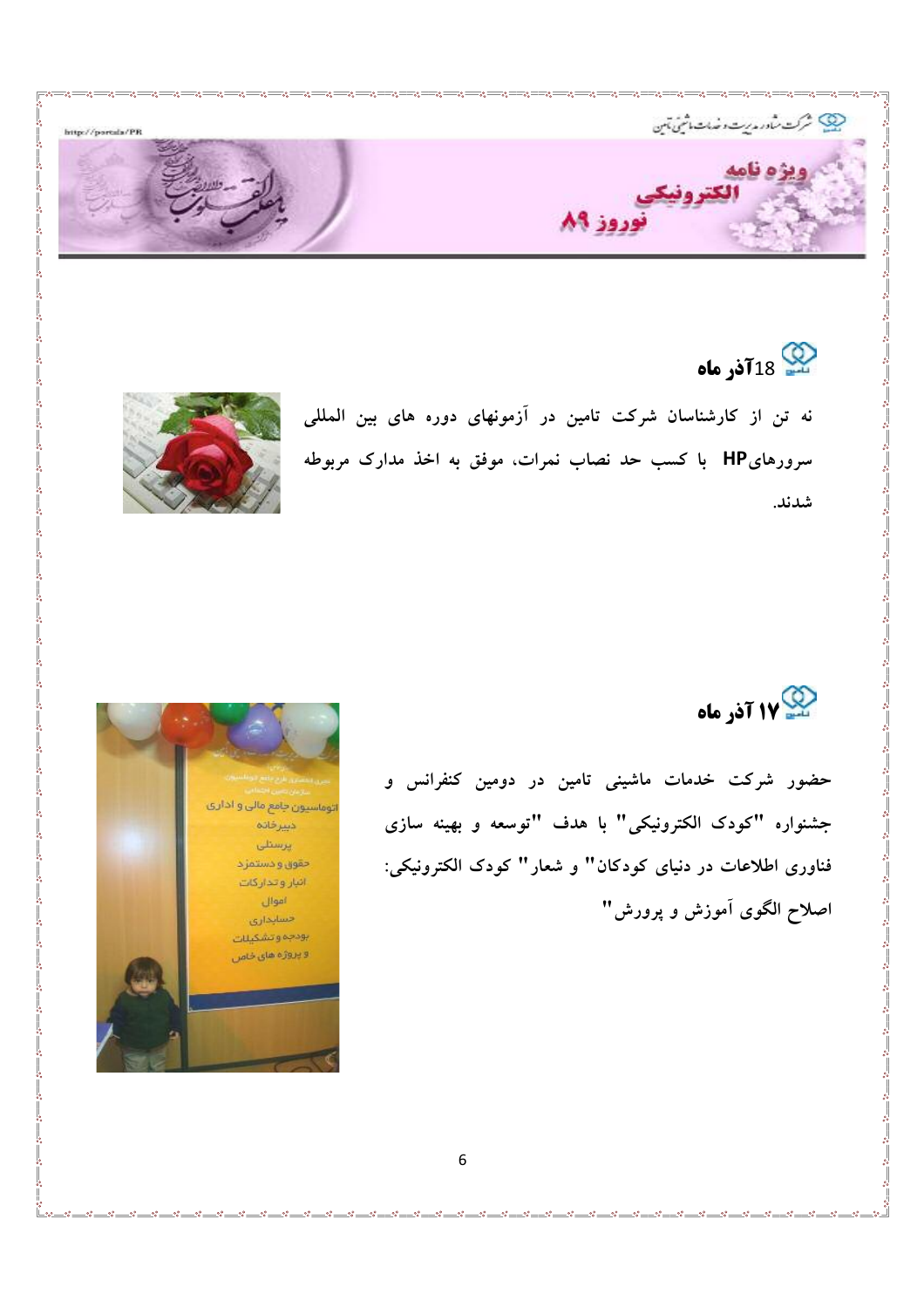## 18آذر ماه

نه تن از کارشناسان شرکت تامین در آزمونهای دوره های بین المللی سرورهایHP با کسب حد نصاب نمرات، موفق به اخذ مدارک مربوطه شدند.

## ۱۷ آذر ماه

حضور شرکت خدمات ماشینی تامین در دومین کنفرانس و جشنواره "کودک الکترونیکی" با هدف "توسعه و بهینه سازی فناوری اطلاعات در دنیای کودکان" و شعار" کودک الکترونیکی: اصلاح الگوی آموزش و پرورش"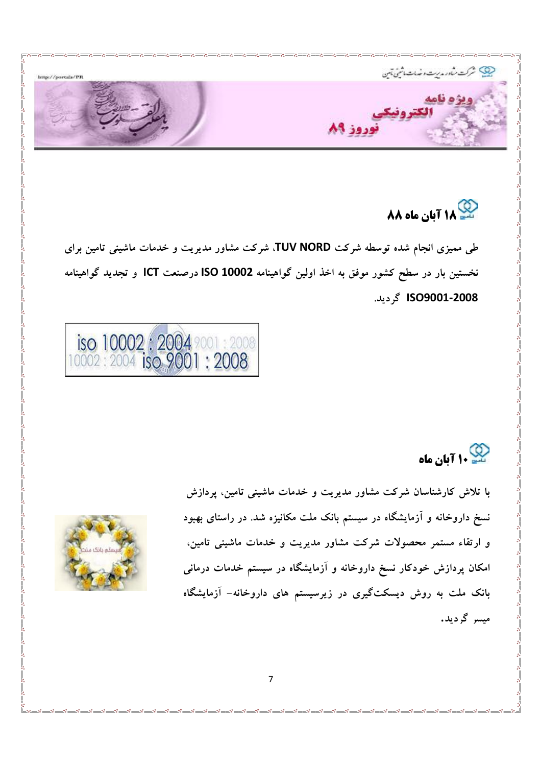## ۱۸ آبان ماه ۸۸

طی ممیزی انجام شده توسطه شرکت **TUV NORD**، شرکت مشاور مدیریت و خدمات ماشینی تامین برای نخستین بار در سطح کشور موفق به اخذ اولین گواهینامه **ISO 10002** درصنعت **ICT** و تجدید گواهینامه **ISO9001-2008** گردید.

## ۱۰ آبان ماه

با تلاش کارشناسان شرکت مشاور مدیریت و خدمات ماشینی تامین، پردازش نسخ داروخانه و آزمایشگاه در سیستم بانک ملت مکانیزه شد. در راستای بهبود و ارتقاء مستمر محصولات شرکت مشاور مدیریت و خدمات ماشینی تامین، امکان پردازش خودکار نسخ داروخانه و آزمایشگاه در سیستم خدمات درمانی بانک ملت به روش دیسکت‌گیری در زیرسیستم های داروخانه- آزمایشگاه میسر گردید.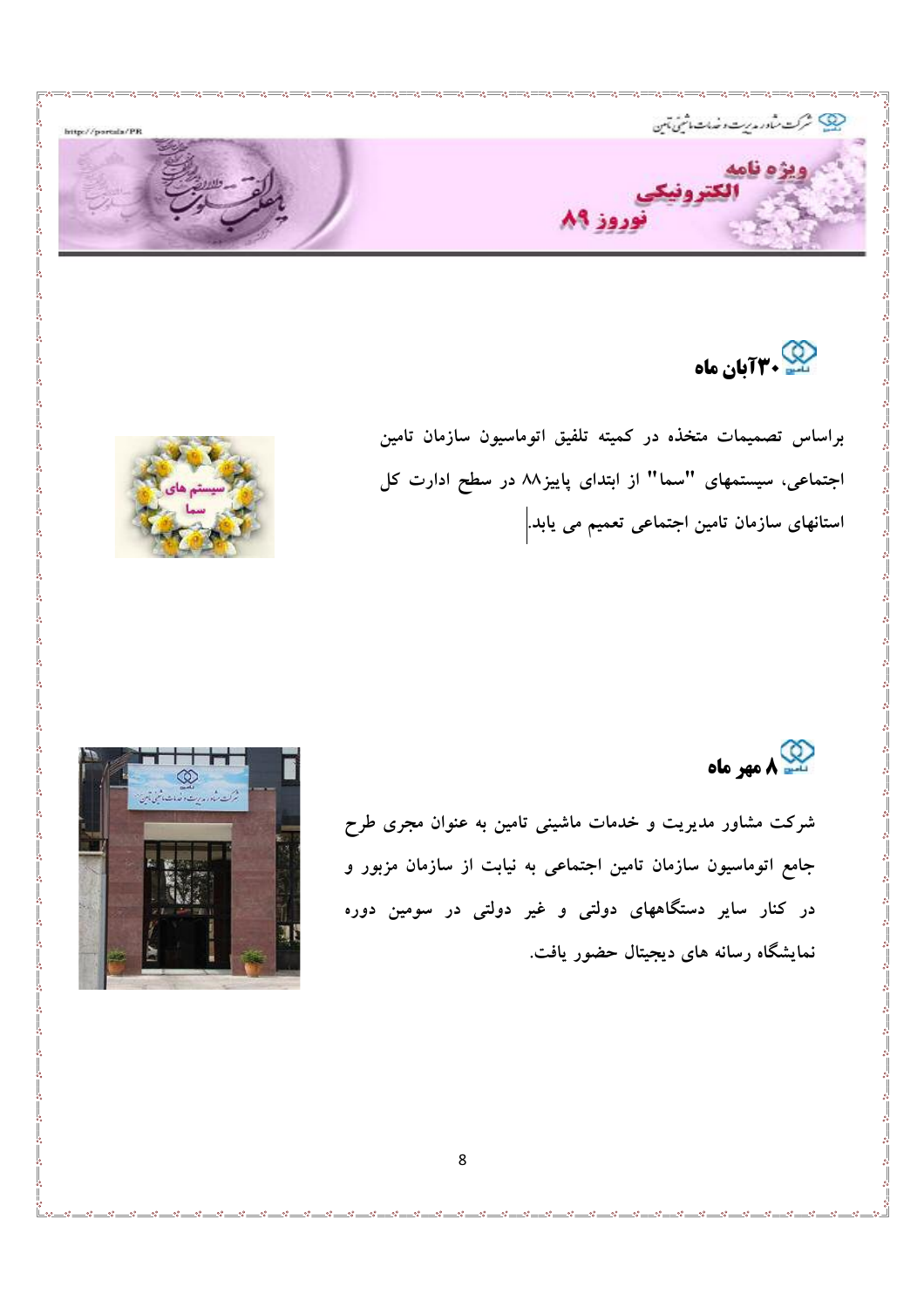## ۳۰آبان ماه

براساس تصمیمات متخذه در کمیته تلفیق اتوماسیون سازمان تامین اجتماعی، سیستمهای "سما" از ابتدای پاییز۸۸ در سطح ادارت کل استانهای سازمان تامین اجتماعی تعمیم می یابد.

## ۸ مهر ماه

شرکت مشاور مدیریت و خدمات ماشینی تامین به عنوان مجری طرح جامع اتوماسیون سازمان تامین اجتماعی به نیابت از سازمان مزبور و در کنار سایر دستگاههای دولتی و غیر دولتی در سومین دوره نمایشگاه رسانه های دیجیتال حضور یافت.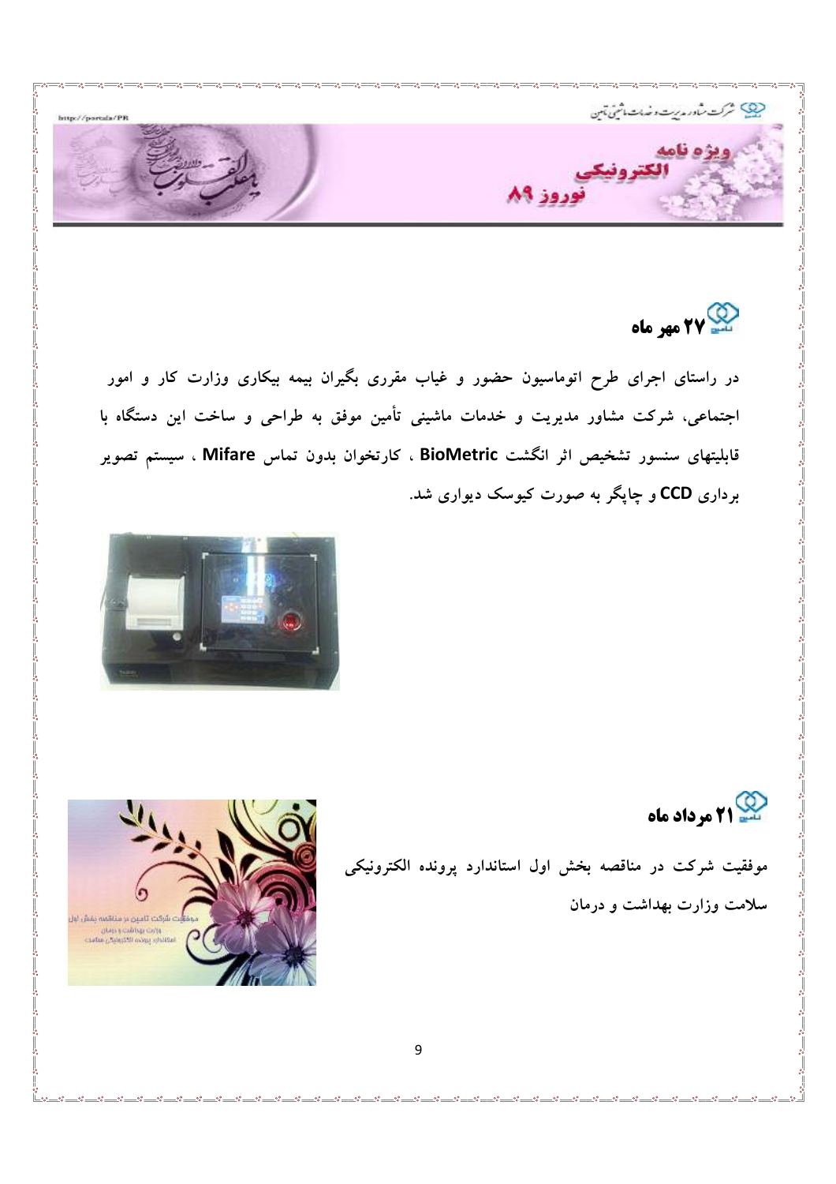## ۲۷ مهر ماه

در راستای اجرای طرح اتوماسیون حضور و غیاب مقرری بگیران بیمه بیکاری وزارت کار و امور اجتماعی، شرکت مشاور مدیریت و خدمات ماشینی تأمین موفق به طراحی و ساخت این دستگاه با قابلیتهای سنسور تشخیص اثر انگشت BioMetric ، کارتخوان بدون تماس Mifare ، سیستم تصویر برداری CCD و چاپگر به صورت کیوسک دیواری شد.

## ۲۱ مرداد ماه

موفقیت شرکت در مناقصه بخش اول استاندارد پرونده الکترونیکی سلامت وزارت بهداشت و درمان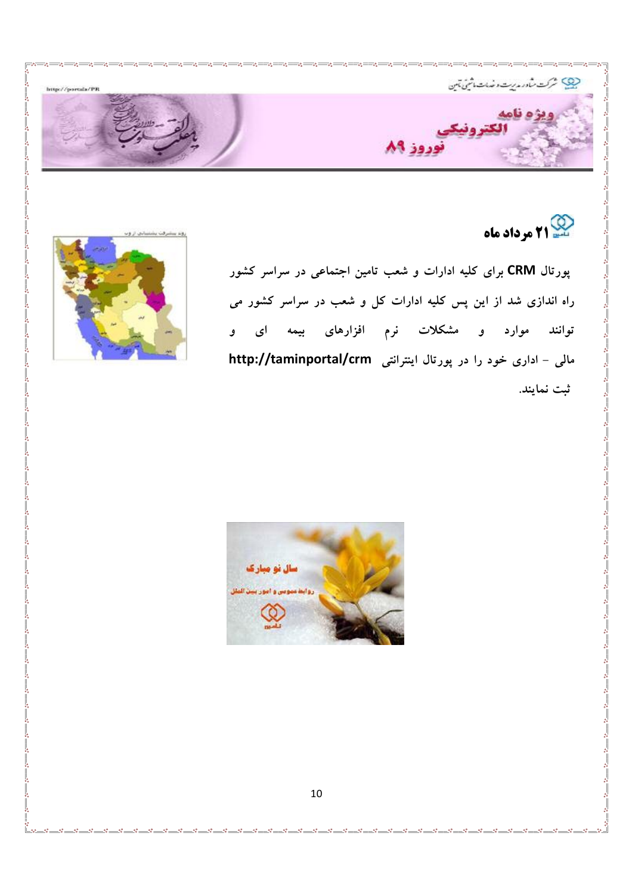## ۲۱ مرداد ماه

پورتال **CRM** برای کلیه ادارات و شعب تامین اجتماعی در سراسر کشور راه اندازی شد از این پس کلیه ادارات کل و شعب در سراسر کشور می توانند موارد و مشکلات نرم افزارهای بیمه ای و مالی – اداری خود را در پورتال اینترانتی **http://taminportal/crm** ثبت نمایند.